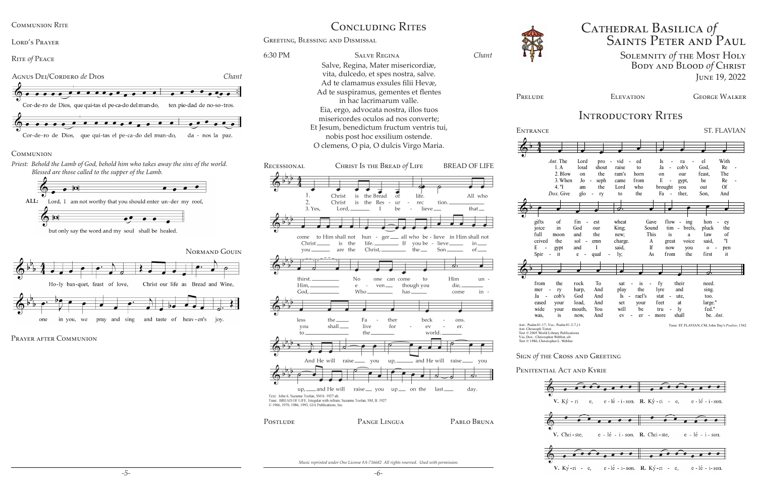# Cathedral Basilica *of* Saints Peter and Paul

## Solemnity *of* the Most Holy Body and Blood *of* Christ

June 19, 2022

Prelude — Elevation — George Walker

## Introductory Rites

### Entrance — ST. FLAVIAN

*Ant.* The Lord provided Israel With gifts of finest wheat Gave flowing honey from the rock To satisfy their need.

1. A loud shout raise to Jacob's God, Rejoice in God our King; Sound timbrels, pluck the harp, And play the lyre and sing.
2. Blow on the ram's horn on our feast, The full moon and the new; This is a law of Jacob's God And Israel's statute, too.
3. When Joseph came from Egypt, he Received the solemn charge. A great voice said, "I eased your load, And set your feet at large."
4. "I am the Lord who brought you out Of Egypt and I said, If now you open wide your mouth, You will be truly fed."

*Dox.* Give glory to the Father, Son, And Spirit equally; As from the first it was, is now, And ever more shall be. *Ant.*

Ant.: Psalm 81:17; Vss.: Psalm 81:2-7,11
Ant. Christoph Tietze
Text © 2005 World Library Publications
Vss, Dox.: Christopher Webber, alt.
Text © 1986, Christopher L. Webber

Tune: ST. FLAVIAN, CM; John Day's *Psalter*, 1562

### Sign *of* the Cross and Greeting

### Penitential Act and Kyrie

**V.** Ký-ri-e, e-lé-i-son. **R.** Ký-ri-e, e-lé-i-son.

**V.** Chri-ste, e-lé-i-son. **R.** Chri-ste, e-lé-i-son.

**V.** Ký-ri-e, e-lé-i-son. **R.** Ký-ri-e, e-lé-i-son.

## Communion Rite

### Lord's Prayer

### Rite *of* Peace

### Agnus Dei/Cordero *de* Dios — Chant

Cor-de-ro de Dios, que qui-tas el pe-ca-do del mun-do, ten pie-dad de no-so-tros.

Cor-de-ro de Dios, que qui-tas el pe-ca-do del mun-do, da-nos la paz.

### Communion

*Priest: Behold the Lamb of God, behold him who takes away the sins of the world. Blessed are those called to the supper of the Lamb.*

**ALL:** Lord, I am not worthy that you should enter under my roof, but only say the word and my soul shall be healed.

Normand Gouin

Ho-ly ban-quet, feast of love, Christ our life as Bread and Wine, one in you, we pray and sing and taste of heav-en's joy.

### Prayer after Communion

## Concluding Rites

### Greeting, Blessing and Dismissal

6:30 PM — Salve Regina — *Chant*

Salve, Regina, Mater misericordiæ,
vita, dulcedo, et spes nostra, salve.
Ad te clamamus exsules filii Hevæ,
Ad te suspiramus, gementes et flentes
in hac lacrimarum valle.
Eia, ergo, advocata nostra, illos tuos
misericordes oculos ad nos converte;
Et Jesum, benedictum fructum ventris tui,
nobis post hoc exsilium ostende.
O clemens, O pia, O dulcis Virgo Maria.

### Recessional — Christ Is the Bread *of* Life — BREAD OF LIFE

1. Christ is the Bread of life. All who come to Him shall not hunger—all who believe in Him shall not thirst. No one can come to Him unless the Father beckons.
2. Christ is the Resurrection. Christ is the life. If you believe in Him, e-ven though you die, you shall live for-ever.
3. Yes, Lord, I believe that you are the Christ, the Son of God, Who has come into the world.

And He will raise you up, and He will raise you up, and He will raise you up on the last day.

Text: John 6; Suzanne Toolan, SM b. 1927 alt.
Tune: BREAD OF LIFE, Irregular with refrain; Suzanne Toolan, SM, B. 1927
© 1966, 1970, 1986, 1993, GIA Publications, Inc.

Postlude — Pange Lingua — Pablo Bruna

*Music reprinted under One License #A-716682 All rights reserved. Used with permission.*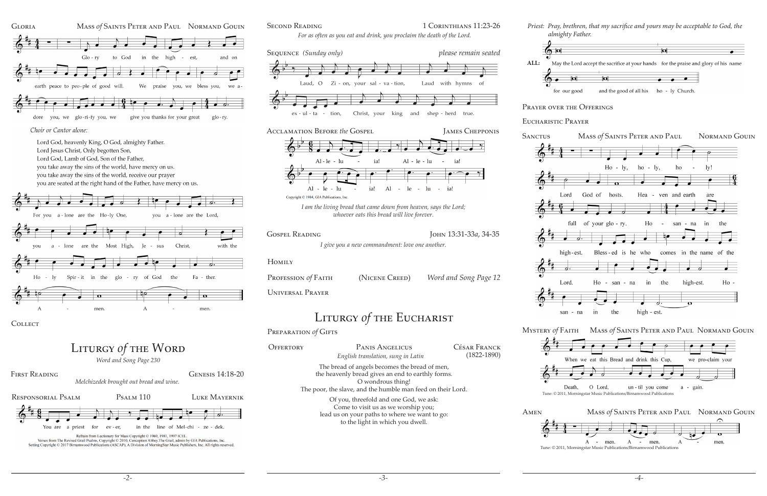GLORIA — MASS *of* SAINTS PETER AND PAUL — NORMAND GOUIN

Glo - ry to God in the high - est, and on earth peace to peo - ple of good will. We praise you, we bless you, we a - dore you, we glo - ri - fy you, we give you thanks for your great glo - ry.

*Choir or Cantor alone:*

Lord God, heavenly King, O God, almighty Father.
Lord Jesus Christ, Only begotten Son,
Lord God, Lamb of God, Son of the Father,
you take away the sins of the world, have mercy on us.
you take away the sins of the world, receive our prayer
you are seated at the right hand of the Father, have mercy on us.

For you a - lone are the Ho - ly One, you a - lone are the Lord, you a - lone are the Most High, Je - sus Christ, with the Ho - ly Spir - it in the glo - ry of God the Fa - ther. A - men. A - men.

COLLECT

# LITURGY *of* THE WORD

*Word and Song Page 230*

FIRST READING — GENESIS 14:18-20

*Melchizedek brought out bread and wine.*

RESPONSORIAL PSALM — PSALM 110 — LUKE MAYERNIK

You are a priest for ev - er, in the line of Mel - chi - ze - dek.

Refrain from Lectionary for Mass Copyright © 1969, 1981, 1997 ICEL.
Verses from The Revised Grail Psalms, Copyright © 2010, Conception Abbey. The Grail, admin by GIA Publications, Inc.
Setting Copyright © 2017 Birnamwood Publications (ASCAP), A Division of MorningStar Music Publishers, Inc. All rights reserved.

SECOND READING — 1 CORINTHIANS 11:23-26

*For as often as you eat and drink, you proclaim the death of the Lord.*

SEQUENCE *(Sunday only)* — *please remain seated*

Laud, O Zi - on, your sal - va - tion, Laud with hymns of ex - ul - ta - tion, Christ, your king and shep - herd true.

ACCLAMATION BEFORE *the* GOSPEL — JAMES CHEPPONIS

Al - le - lu - ia! Al - le - lu - ia! Al - le - lu - ia! Al - le - lu - ia!

Copyright © 1984, GIA Publications, Inc.

*I am the living bread that came down from heaven, says the Lord; whoever eats this bread will live forever.*

GOSPEL READING — JOHN 13:31-33*a*, 34-35

*I give you a new commandment: love one another.*

HOMILY

PROFESSION *of* FAITH (NICENE CREED) *Word and Song Page 12*

UNIVERSAL PRAYER

# LITURGY *of* THE EUCHARIST

PREPARATION *of* GIFTS

OFFERTORY — PANIS ANGELICUS — CÉSAR FRANCK (1822-1890)

*English translation, sung in Latin*

The bread of angels becomes the bread of men,
the heavenly bread gives an end to earthly forms.
O wondrous thing!
The poor, the slave, and the humble man feed on their Lord.

Of you, threefold and one God, we ask:
Come to visit us as we worship you;
lead us on your paths to where we want to go:
to the light in which you dwell.

*Priest: Pray, brethren, that my sacrifice and yours may be acceptable to God, the almighty Father.*

**ALL:** May the Lord accept the sacrifice at your hands for the praise and glory of his name for our good and the good of all his ho - ly Church.

PRAYER OVER THE OFFERINGS

EUCHARISTIC PRAYER

SANCTUS — MASS *of* SAINTS PETER AND PAUL — NORMAND GOUIN

Ho - ly, ho - ly, ho - ly! Lord God of hosts. Hea - ven and earth are full of your glo - ry. Ho - san - na in the high - est. Bless - ed is he who comes in the name of the Lord. Ho - san - na in the high - est. Ho - san - na in the high - est.

MYSTERY *of* FAITH — MASS *of* SAINTS PETER AND PAUL — NORMAND GOUIN

When we eat this Bread and drink this Cup, we pro - claim your Death, O Lord, un - til you come a - gain.

Tune: © 2011, Morningstar Music Publications/Birnamwood Publications

AMEN — MASS *of* SAINTS PETER AND PAUL — NORMAND GOUIN

A - men. A - men. A - men.

Tune: © 2011, Morningstar Music Publications/Birnamwood Publications